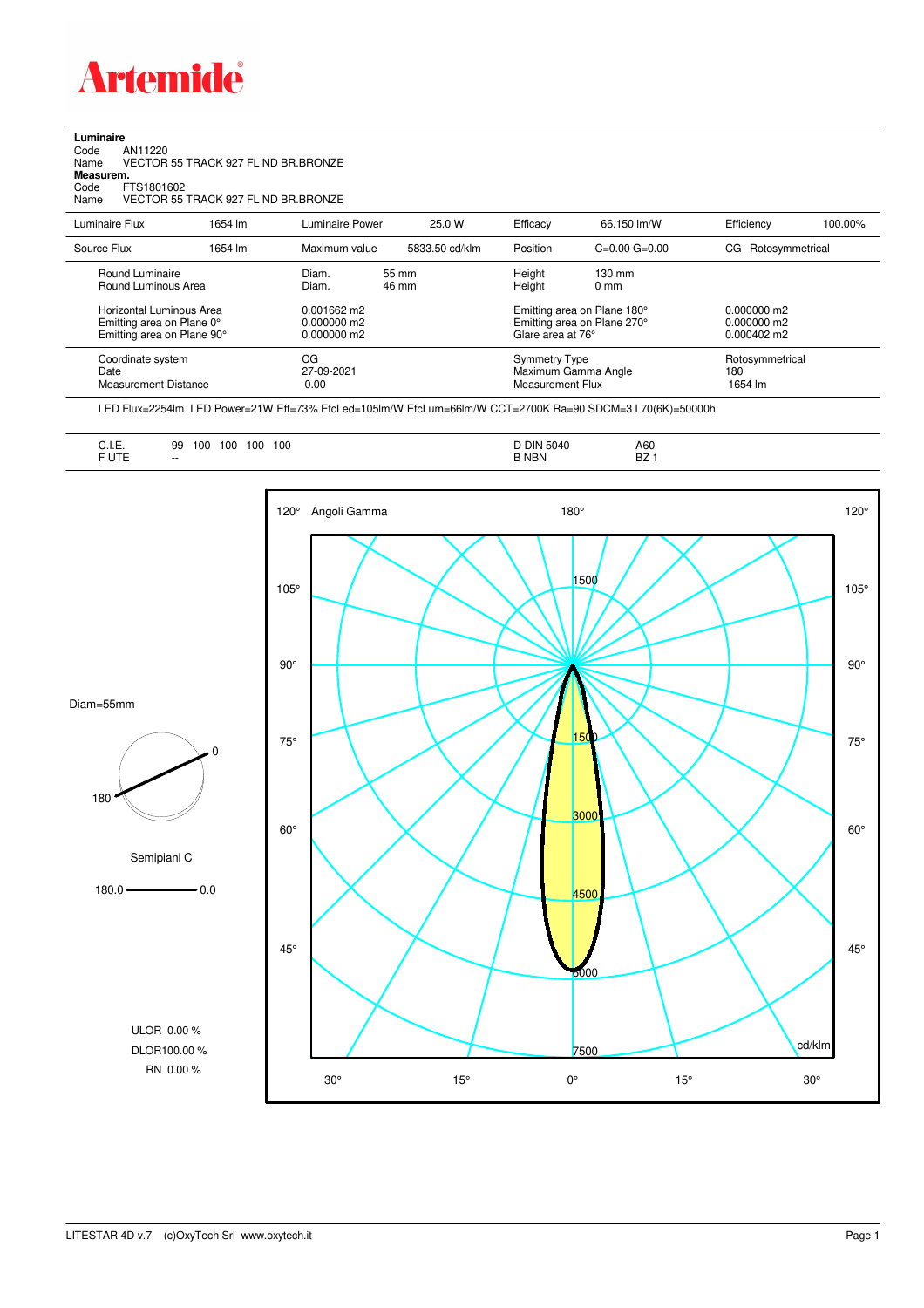**Artemide**

**Luminaire**

Code AN11220

Name VECTOR 55 TRACK 927 FL ND BR.BRONZE

**Measurem.**

Code FTS1801602

Name VECTOR 55 TRACK 927 FL ND BR.BRONZE

| Luminaire Flux | 1654 lm | Luminaire Power | 25.0 W | Efficacy | 66.150 lm/W | Efficiency | 100.00% |
|---|---|---|---|---|---|---|---|
| Source Flux | 1654 lm | Maximum value | 5833.50 cd/klm | Position | C=0.00 G=0.00 | CG | Rotosymmetrical |

| | | | | |
|---|---|---|---|---|
| Round Luminaire | Diam. 55 mm | Height 130 mm | | |
| Round Luminous Area | Diam. 46 mm | Height 0 mm | | |
| Horizontal Luminous Area | 0.001662 m2 | Emitting area on Plane 180° | 0.000000 m2 | |
| Emitting area on Plane 0° | 0.000000 m2 | Emitting area on Plane 270° | 0.000000 m2 | |
| Emitting area on Plane 90° | 0.000000 m2 | Glare area at 76° | 0.000402 m2 | |
| Coordinate system | CG | Symmetry Type | Rotosymmetrical | |
| Date | 27-09-2021 | Maximum Gamma Angle | 180 | |
| Measurement Distance | 0.00 | Measurement Flux | 1654 lm | |

LED Flux=2254lm LED Power=21W Eff=73% EfcLed=105lm/W EfcLum=66lm/W CCT=2700K Ra=90 SDCM=3 L70(6K)=50000h

| | | | |
|---|---|---|---|
| C.I.E. | 99 100 100 100 100 | D DIN 5040 | A60 |
| F UTE | -- | B NBN | BZ 1 |

Diam=55mm

Semipiani C

180.0 — 0.0

ULOR 0.00 %

DLOR100.00 %

RN 0.00 %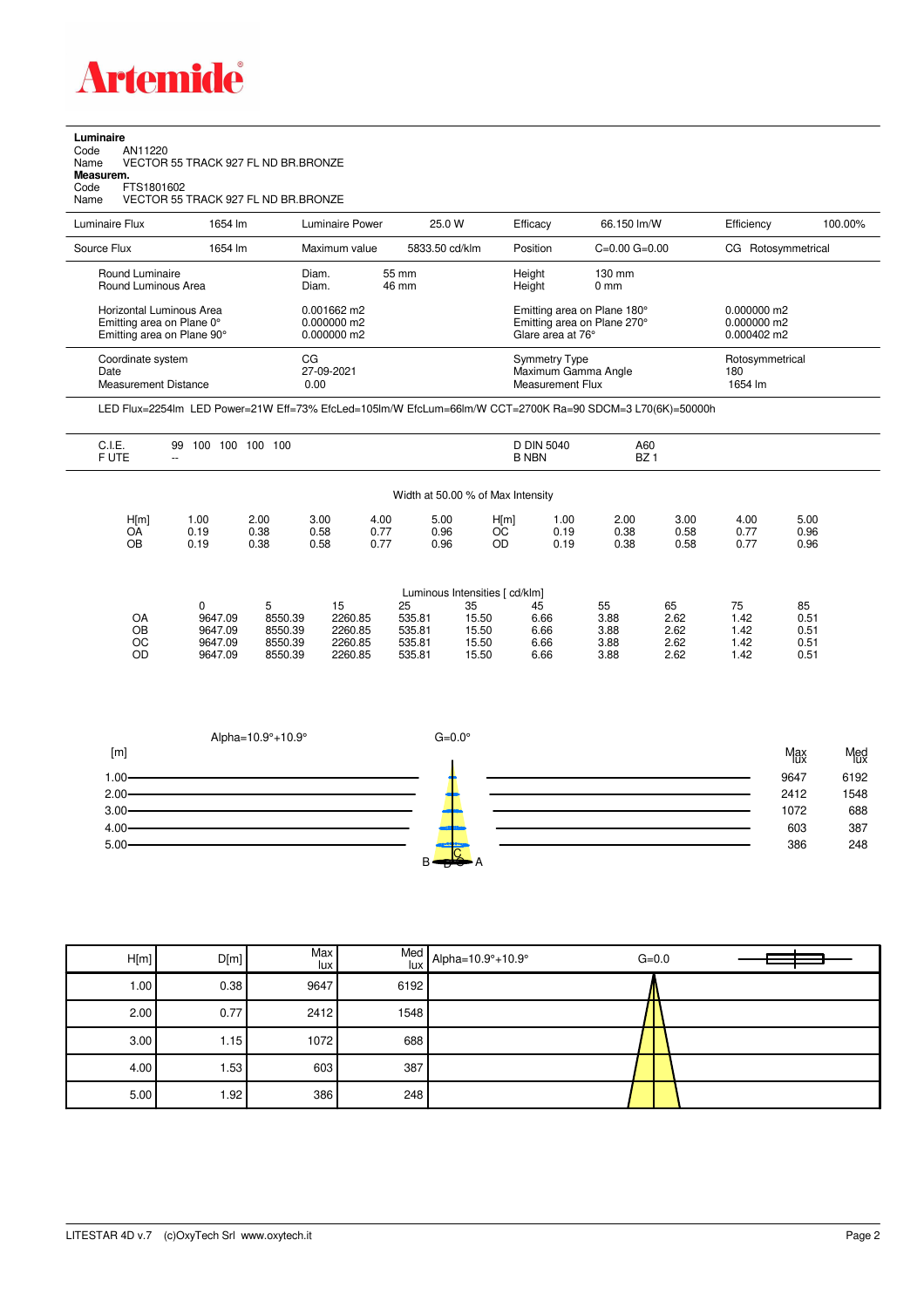**Artemide**

**Luminaire**
Code AN11220
Name VECTOR 55 TRACK 927 FL ND BR.BRONZE
**Measurem.**
Code FTS1801602
Name VECTOR 55 TRACK 927 FL ND BR.BRONZE

| | | | | | | | |
|---|---|---|---|---|---|---|---|
| Luminaire Flux | 1654 lm | Luminaire Power | 25.0 W | Efficacy | 66.150 lm/W | Efficiency | 100.00% |
| Source Flux | 1654 lm | Maximum value | 5833.50 cd/klm | Position | C=0.00 G=0.00 | CG Rotosymmetrical | |

| | | | | | |
|---|---|---|---|---|---|
| Round Luminaire | Diam. | 55 mm | Height | 130 mm | |
| Round Luminous Area | Diam. | 46 mm | Height | 0 mm | |
| Horizontal Luminous Area | 0.001662 m2 | | Emitting area on Plane 180° | | 0.000000 m2 |
| Emitting area on Plane 0° | 0.000000 m2 | | Emitting area on Plane 270° | | 0.000000 m2 |
| Emitting area on Plane 90° | 0.000000 m2 | | Glare area at 76° | | 0.000402 m2 |

| | | | |
|---|---|---|---|
| Coordinate system | CG | Symmetry Type | Rotosymmetrical |
| Date | 27-09-2021 | Maximum Gamma Angle | 180 |
| Measurement Distance | 0.00 | Measurement Flux | 1654 lm |

LED Flux=2254lm LED Power=21W Eff=73% EfcLed=105lm/W EfcLum=66lm/W CCT=2700K Ra=90 SDCM=3 L70(6K)=50000h

| | | | |
|---|---|---|---|
| C.I.E. | 99 100 100 100 100 | D DIN 5040 | A60 |
| F UTE | -- | B NBN | BZ 1 |

Width at 50.00 % of Max Intensity

| H[m] | 1.00 | 2.00 | 3.00 | 4.00 | 5.00 | H[m] | 1.00 | 2.00 | 3.00 | 4.00 | 5.00 |
|---|---|---|---|---|---|---|---|---|---|---|---|
| OA | 0.19 | 0.38 | 0.58 | 0.77 | 0.96 | OC | 0.19 | 0.38 | 0.58 | 0.77 | 0.96 |
| OB | 0.19 | 0.38 | 0.58 | 0.77 | 0.96 | OD | 0.19 | 0.38 | 0.58 | 0.77 | 0.96 |

Luminous Intensities [ cd/klm]

| | 0 | 5 | 15 | 25 | 35 | 45 | 55 | 65 | 75 | 85 |
|---|---|---|---|---|---|---|---|---|---|---|
| OA | 9647.09 | 8550.39 | 2260.85 | 535.81 | 15.50 | 6.66 | 3.88 | 2.62 | 1.42 | 0.51 |
| OB | 9647.09 | 8550.39 | 2260.85 | 535.81 | 15.50 | 6.66 | 3.88 | 2.62 | 1.42 | 0.51 |
| OC | 9647.09 | 8550.39 | 2260.85 | 535.81 | 15.50 | 6.66 | 3.88 | 2.62 | 1.42 | 0.51 |
| OD | 9647.09 | 8550.39 | 2260.85 | 535.81 | 15.50 | 6.66 | 3.88 | 2.62 | 1.42 | 0.51 |

Alpha=10.9°+10.9°
G=0.0°
[m]
1.00
2.00
3.00
4.00
5.00
B D C A
Max lux: 9647, 2412, 1072, 603, 386
Med lux: 6192, 1548, 688, 387, 248

| H[m] | D[m] | Max lux | Med lux | Alpha=10.9°+10.9° | G=0.0 |
|---|---|---|---|---|---|
| 1.00 | 0.38 | 9647 | 6192 | | |
| 2.00 | 0.77 | 2412 | 1548 | | |
| 3.00 | 1.15 | 1072 | 688 | | |
| 4.00 | 1.53 | 603 | 387 | | |
| 5.00 | 1.92 | 386 | 248 | | |

LITESTAR 4D v.7 (c)OxyTech Srl www.oxytech.it